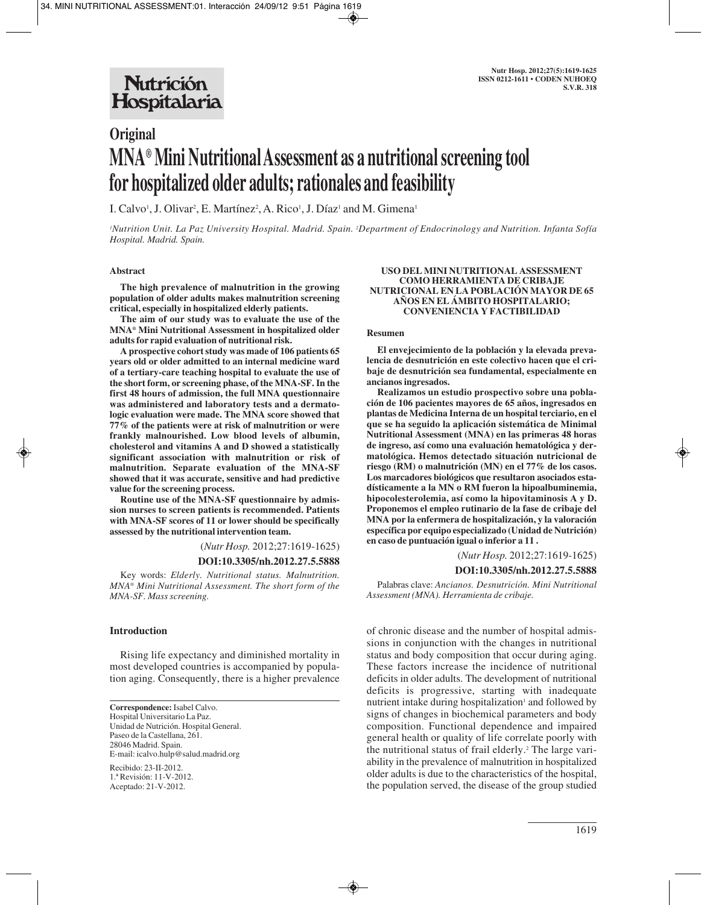# Original

# MNA® Mini Nutritional Assessment as a nutritional screening tool for hospitalized older adults; rationales and feasibility

I. Calvo[1], J. Olivar[2], E. Martínez[2], A. Rico[1], J. Díaz[1] and M. Gimena[1]

[1]Nutrition Unit. La Paz University Hospital. Madrid. Spain. [2]Department of Endocrinology and Nutrition. Infanta Sofía Hospital. Madrid. Spain.

## Abstract

**The high prevalence of malnutrition in the growing population of older adults makes malnutrition screening critical, especially in hospitalized elderly patients.**

**The aim of our study was to evaluate the use of the MNA® Mini Nutritional Assessment in hospitalized older adults for rapid evaluation of nutritional risk.**

**A prospective cohort study was made of 106 patients 65 years old or older admitted to an internal medicine ward of a tertiary-care teaching hospital to evaluate the use of the short form, or screening phase, of the MNA-SF. In the first 48 hours of admission, the full MNA questionnaire was administered and laboratory tests and a dermatologic evaluation were made. The MNA score showed that 77% of the patients were at risk of malnutrition or were frankly malnourished. Low blood levels of albumin, cholesterol and vitamins A and D showed a statistically significant association with malnutrition or risk of malnutrition. Separate evaluation of the MNA-SF showed that it was accurate, sensitive and had predictive value for the screening process.**

**Routine use of the MNA-SF questionnaire by admission nurses to screen patients is recommended. Patients with MNA-SF scores of 11 or lower should be specifically assessed by the nutritional intervention team.**

(*Nutr Hosp.* 2012;27:1619-1625)

**DOI:10.3305/nh.2012.27.5.5888**

Key words: *Elderly. Nutritional status. Malnutrition. MNA® Mini Nutritional Assessment. The short form of the MNA-SF. Mass screening.*

## USO DEL MINI NUTRITIONAL ASSESSMENT COMO HERRAMIENTA DE CRIBAJE NUTRICIONAL EN LA POBLACIÓN MAYOR DE 65 AÑOS EN EL ÁMBITO HOSPITALARIO; CONVENIENCIA Y FACTIBILIDAD

### Resumen

**El envejecimiento de la población y la elevada prevalencia de desnutrición en este colectivo hacen que el cribaje de desnutrición sea fundamental, especialmente en ancianos ingresados.**

**Realizamos un estudio prospectivo sobre una población de 106 pacientes mayores de 65 años, ingresados en plantas de Medicina Interna de un hospital terciario, en el que se ha seguido la aplicación sistemática de Minimal Nutritional Assessment (MNA) en las primeras 48 horas de ingreso, así como una evaluación hematológica y dermatológica. Hemos detectado situación nutricional de riesgo (RM) o malnutrición (MN) en el 77% de los casos. Los marcadores biológicos que resultaron asociados estadísticamente a la MN o RM fueron la hipoalbuminemia, hipocolesterolemia, así como la hipovitaminosis A y D. Proponemos el empleo rutinario de la fase de cribaje del MNA por la enfermera de hospitalización, y la valoración específica por equipo especializado (Unidad de Nutrición) en caso de puntuación igual o inferior a 11 .**

(*Nutr Hosp.* 2012;27:1619-1625)

**DOI:10.3305/nh.2012.27.5.5888**

Palabras clave: *Ancianos. Desnutrición. Mini Nutritional Assessment (MNA). Herramienta de cribaje.*

## Introduction

Rising life expectancy and diminished mortality in most developed countries is accompanied by population aging. Consequently, there is a higher prevalence of chronic disease and the number of hospital admissions in conjunction with the changes in nutritional status and body composition that occur during aging. These factors increase the incidence of nutritional deficits in older adults. The development of nutritional deficits is progressive, starting with inadequate nutrient intake during hospitalization[1] and followed by signs of changes in biochemical parameters and body composition. Functional dependence and impaired general health or quality of life correlate poorly with the nutritional status of frail elderly.[2] The large variability in the prevalence of malnutrition in hospitalized older adults is due to the characteristics of the hospital, the population served, the disease of the group studied

---

**Correspondence:** Isabel Calvo.
Hospital Universitario La Paz.
Unidad de Nutrición. Hospital General.
Paseo de la Castellana, 261.
28046 Madrid. Spain.
E-mail: icalvo.hulp@salud.madrid.org

Recibido: 23-II-2012.
1.ª Revisión: 11-V-2012.
Aceptado: 21-V-2012.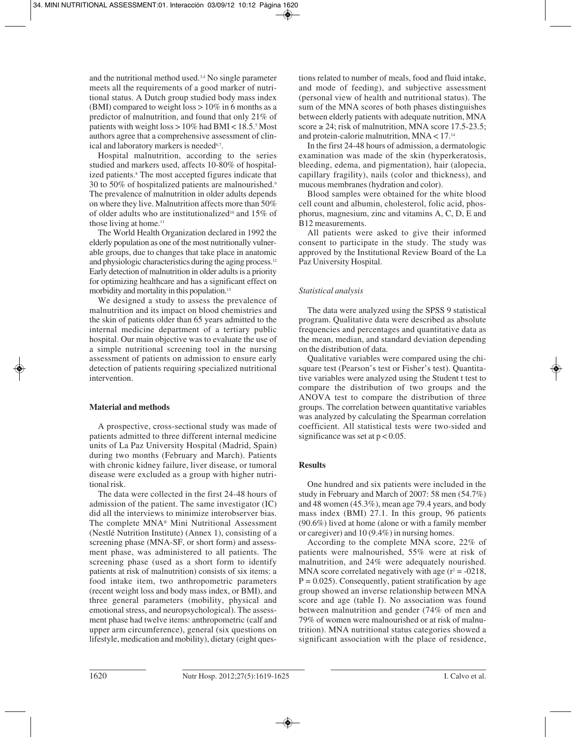and the nutritional method used.[3,4] No single parameter meets all the requirements of a good marker of nutritional status. A Dutch group studied body mass index (BMI) compared to weight loss > 10% in 6 months as a predictor of malnutrition, and found that only 21% of patients with weight loss > 10% had BMI < 18.5.[5] Most authors agree that a comprehensive assessment of clinical and laboratory markers is needed[6,7].

Hospital malnutrition, according to the series studied and markers used, affects 10-80% of hospitalized patients.[8] The most accepted figures indicate that 30 to 50% of hospitalized patients are malnourished.[9] The prevalence of malnutrition in older adults depends on where they live. Malnutrition affects more than 50% of older adults who are institutionalized[10] and 15% of those living at home.[11]

The World Health Organization declared in 1992 the elderly population as one of the most nutritionally vulnerable groups, due to changes that take place in anatomic and physiologic characteristics during the aging process.[12] Early detection of malnutrition in older adults is a priority for optimizing healthcare and has a significant effect on morbidity and mortality in this population.[13]

We designed a study to assess the prevalence of malnutrition and its impact on blood chemistries and the skin of patients older than 65 years admitted to the internal medicine department of a tertiary public hospital. Our main objective was to evaluate the use of a simple nutritional screening tool in the nursing assessment of patients on admission to ensure early detection of patients requiring specialized nutritional intervention.

## Material and methods

A prospective, cross-sectional study was made of patients admitted to three different internal medicine units of La Paz University Hospital (Madrid, Spain) during two months (February and March). Patients with chronic kidney failure, liver disease, or tumoral disease were excluded as a group with higher nutritional risk.

The data were collected in the first 24-48 hours of admission of the patient. The same investigator (IC) did all the interviews to minimize interobserver bias. The complete MNA® Mini Nutritional Assessment (Nestlé Nutrition Institute) (Annex 1), consisting of a screening phase (MNA-SF, or short form) and assessment phase, was administered to all patients. The screening phase (used as a short form to identify patients at risk of malnutrition) consists of six items: a food intake item, two anthropometric parameters (recent weight loss and body mass index, or BMI), and three general parameters (mobility, physical and emotional stress, and neuropsychological). The assessment phase had twelve items: anthropometric (calf and upper arm circumference), general (six questions on lifestyle, medication and mobility), dietary (eight questions related to number of meals, food and fluid intake, and mode of feeding), and subjective assessment (personal view of health and nutritional status). The sum of the MNA scores of both phases distinguishes between elderly patients with adequate nutrition, MNA score ≥ 24; risk of malnutrition, MNA score 17.5-23.5; and protein-calorie malnutrition, MNA < 17.[14]

In the first 24-48 hours of admission, a dermatologic examination was made of the skin (hyperkeratosis, bleeding, edema, and pigmentation), hair (alopecia, capillary fragility), nails (color and thickness), and mucous membranes (hydration and color).

Blood samples were obtained for the white blood cell count and albumin, cholesterol, folic acid, phosphorus, magnesium, zinc and vitamins A, C, D, E and B12 measurements.

All patients were asked to give their informed consent to participate in the study. The study was approved by the Institutional Review Board of the La Paz University Hospital.

### *Statistical analysis*

The data were analyzed using the SPSS 9 statistical program. Qualitative data were described as absolute frequencies and percentages and quantitative data as the mean, median, and standard deviation depending on the distribution of data.

Qualitative variables were compared using the chi-square test (Pearson's test or Fisher's test). Quantitative variables were analyzed using the Student t test to compare the distribution of two groups and the ANOVA test to compare the distribution of three groups. The correlation between quantitative variables was analyzed by calculating the Spearman correlation coefficient. All statistical tests were two-sided and significance was set at $p < 0.05$.

## Results

One hundred and six patients were included in the study in February and March of 2007: 58 men (54.7%) and 48 women (45.3%), mean age 79.4 years, and body mass index (BMI) 27.1. In this group, 96 patients (90.6%) lived at home (alone or with a family member or caregiver) and 10 (9.4%) in nursing homes.

According to the complete MNA score, 22% of patients were malnourished, 55% were at risk of malnutrition, and 24% were adequately nourished. MNA score correlated negatively with age ($r^2 = -0218$, $P = 0.025$). Consequently, patient stratification by age group showed an inverse relationship between MNA score and age (table I). No association was found between malnutrition and gender (74% of men and 79% of women were malnourished or at risk of malnutrition). MNA nutritional status categories showed a significant association with the place of residence,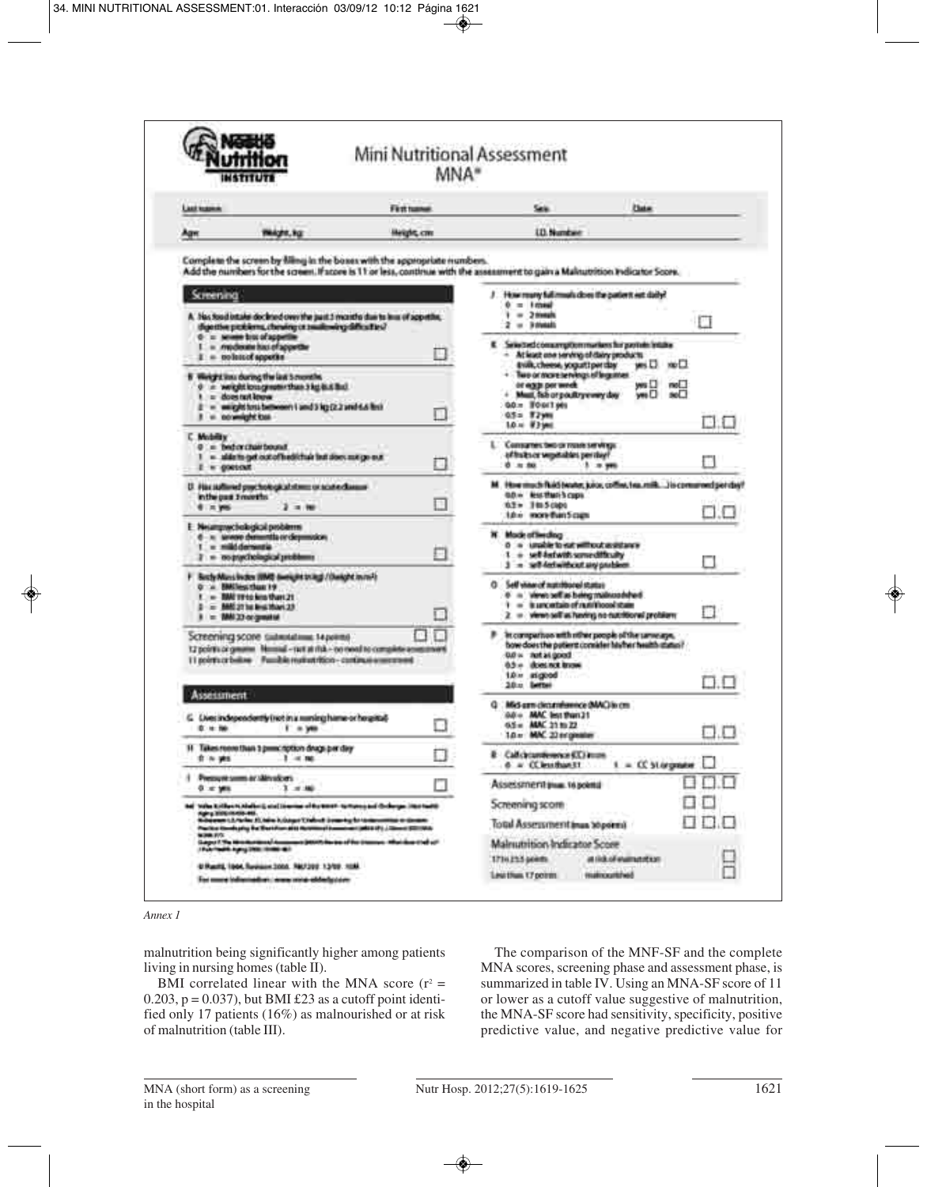**Nestlé Nutrition Institute**

# Mini Nutritional Assessment MNA®

Last name: First name: Sex: Date:

Age: Weight, kg: Height, cm: I.D. Number:

Complete the screen by filling in the boxes with the appropriate numbers.
Add the numbers for the screen. If score is 11 or less, continue with the assessment to gain a Malnutrition Indicator Score.

## Screening

**A** Has food intake declined over the past 3 months due to loss of appetite, digestive problems, chewing or swallowing difficulties?
0 = severe loss of appetite
1 = moderate loss of appetite
2 = no loss of appetite ☐

**B** Weight loss during the last 3 months
0 = weight loss greater than 3 kg (6.6 lbs)
1 = does not know
2 = weight loss between 1 and 3 kg (2.2 and 6.6 lbs)
3 = no weight loss ☐

**C** Mobility
0 = bed or chair bound
1 = able to get out of bed/chair but does not go out
2 = goes out ☐

**D** Has suffered psychological stress or acute disease in the past 3 months
0 = yes 2 = no ☐

**E** Neuropsychological problems
0 = severe dementia or depression
1 = mild dementia
2 = no psychological problems ☐

**F** Body Mass Index (BMI) (weight in kg) / (height in m²)
0 = BMI less than 19
1 = BMI 19 to less than 21
2 = BMI 21 to less than 23
3 = BMI 23 or greater ☐

**Screening score** (subtotal max. 14 points) ☐☐
12 points or greater Normal – not at risk – no need to complete assessment
11 points or below Possible malnutrition – continue assessment

## Assessment

**G** Lives independently (not in a nursing home or hospital)
0 = no 1 = yes ☐

**H** Takes more than 3 prescription drugs per day
0 = yes 1 = no ☐

**I** Pressure sores or skin ulcers
0 = yes 1 = no ☐

**J** How many full meals does the patient eat daily?
0 = 1 meal
1 = 2 meals
2 = 3 meals ☐

**K** Selected consumption markers for protein intake
- At least one serving of dairy products (milk, cheese, yoghurt) per day yes ☐ no ☐
- Two or more servings of legumes or eggs per week yes ☐ no ☐
- Meat, fish or poultry every day yes ☐ no ☐

0.0 = if 0 or 1 yes
0.5 = if 2 yes
1.0 = if 3 yes ☐.☐

**L** Consumes two or more servings of fruits or vegetables per day?
0 = no 1 = yes ☐

**M** How much fluid (water, juice, coffee, tea, milk...) is consumed per day?
0.0 = less than 3 cups
0.5 = 3 to 5 cups
1.0 = more than 5 cups ☐.☐

**N** Mode of feeding
0 = unable to eat without assistance
1 = self-fed with some difficulty
2 = self-fed without any problem ☐

**O** Self view of nutritional status
0 = views self as being malnourished
1 = is uncertain of nutritional state
2 = views self as having no nutritional problem ☐

**P** In comparison with other people of the same age, how does the patient consider his/her health status?
0.0 = not as good
0.5 = does not know
1.0 = as good
2.0 = better ☐.☐

**Q** Mid-arm circumference (MAC) in cm
0.0 = MAC less than 21
0.5 = MAC 21 to 22
1.0 = MAC 22 or greater ☐.☐

**R** Calf circumference (CC) in cm
0 = CC less than 31 1 = CC 31 or greater ☐

**Assessment** (max. 16 points) ☐☐.☐

**Screening score** ☐☐

**Total Assessment** (max. 30 points) ☐☐.☐

**Malnutrition Indicator Score**
17 to 23.5 points at risk of malnutrition ☐
Less than 17 points malnourished ☐

Ref. Vellas B, Villars H, Abellan G, et al. Overview of the MNA® - Its History and Challenges. J Nutr Health Aging 2006;10:456-465.
Rubenstein LZ, Harker JO, Salva A, Guigoz Y, Vellas B. Screening for Undernutrition in Geriatric Practice: Developing the Short-Form Mini Nutritional Assessment (MNA-SF). J. Geront 2001;56A: M366-377.
Guigoz Y. The Mini-Nutritional Assessment (MNA®) Review of the Literature - What does it tell us? J Nutr Health Aging 2006; 10:466-487.
© Nestlé, 1994, Revision 2006. N67200 12/99 10M
For more information: www.mna-elderly.com

*Annex 1*

malnutrition being significantly higher among patients living in nursing homes (table II).

BMI correlated linear with the MNA score ($r^2 = 0.203$, $p = 0.037$), but BMI £23 as a cutoff point identified only 17 patients (16%) as malnourished or at risk of malnutrition (table III).

The comparison of the MNF-SF and the complete MNA scores, screening phase and assessment phase, is summarized in table IV. Using an MNA-SF score of 11 or lower as a cutoff value suggestive of malnutrition, the MNA-SF score had sensitivity, specificity, positive predictive value, and negative predictive value for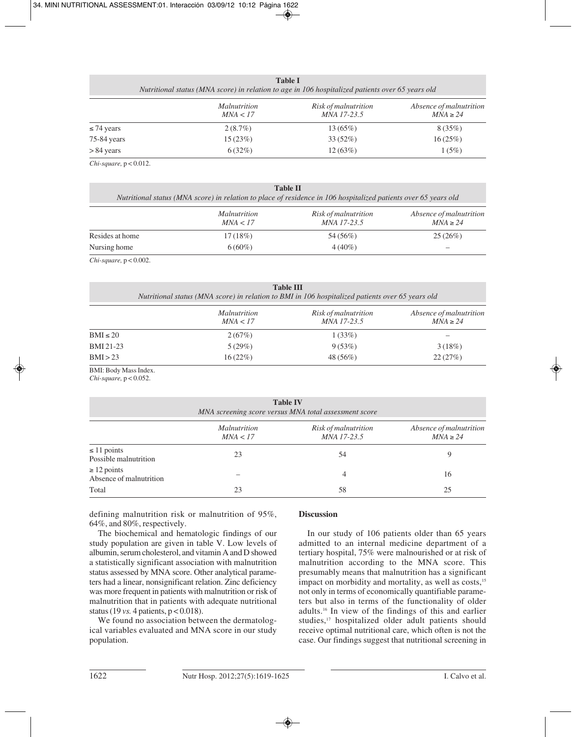**Table I**
*Nutritional status (MNA score) in relation to age in 106 hospitalized patients over 65 years old*

| | *Malnutrition* *MNA < 17* | *Risk of malnutrition* *MNA 17-23.5* | *Absence of malnutrition* *MNA ≥ 24* |
|---|---|---|---|
| ≤ 74 years | 2 (8.7%) | 13 (65%) | 8 (35%) |
| 75-84 years | 15 (23%) | 33 (52%) | 16 (25%) |
| > 84 years | 6 (32%) | 12 (63%) | 1 (5%) |

*Chi-square,* $p < 0.012$.

**Table II**
*Nutritional status (MNA score) in relation to place of residence in 106 hospitalized patients over 65 years old*

| | *Malnutrition* *MNA < 17* | *Risk of malnutrition* *MNA 17-23.5* | *Absence of malnutrition* *MNA ≥ 24* |
|---|---|---|---|
| Resides at home | 17 (18%) | 54 (56%) | 25 (26%) |
| Nursing home | 6 (60%) | 4 (40%) | – |

*Chi-square,* $p < 0.002$.

**Table III**
*Nutritional status (MNA score) in relation to BMI in 106 hospitalized patients over 65 years old*

| | *Malnutrition* *MNA < 17* | *Risk of malnutrition* *MNA 17-23.5* | *Absence of malnutrition* *MNA ≥ 24* |
|---|---|---|---|
| BMI ≤ 20 | 2 (67%) | 1 (33%) | – |
| BMI 21-23 | 5 (29%) | 9 (53%) | 3 (18%) |
| BMI > 23 | 16 (22%) | 48 (56%) | 22 (27%) |

BMI: Body Mass Index.
*Chi-square,* $p < 0.052$.

**Table IV**
*MNA screening score versus MNA total assessment score*

| | *Malnutrition* *MNA < 17* | *Risk of malnutrition* *MNA 17-23.5* | *Absence of malnutrition* *MNA ≥ 24* |
|---|---|---|---|
| ≤ 11 points Possible malnutrition | 23 | 54 | 9 |
| ≥ 12 points Absence of malnutrition | – | 4 | 16 |
| Total | 23 | 58 | 25 |

defining malnutrition risk or malnutrition of 95%, 64%, and 80%, respectively.

The biochemical and hematologic findings of our study population are given in table V. Low levels of albumin, serum cholesterol, and vitamin A and D showed a statistically significant association with malnutrition status assessed by MNA score. Other analytical parameters had a linear, nonsignificant relation. Zinc deficiency was more frequent in patients with malnutrition or risk of malnutrition that in patients with adequate nutritional status (19 *vs.* 4 patients, $p < 0.018$).

We found no association between the dermatological variables evaluated and MNA score in our study population.

## Discussion

In our study of 106 patients older than 65 years admitted to an internal medicine department of a tertiary hospital, 75% were malnourished or at risk of malnutrition according to the MNA score. This presumably means that malnutrition has a significant impact on morbidity and mortality, as well as costs,[15] not only in terms of economically quantifiable parameters but also in terms of the functionality of older adults.[16] In view of the findings of this and earlier studies,[17] hospitalized older adult patients should receive optimal nutritional care, which often is not the case. Our findings suggest that nutritional screening in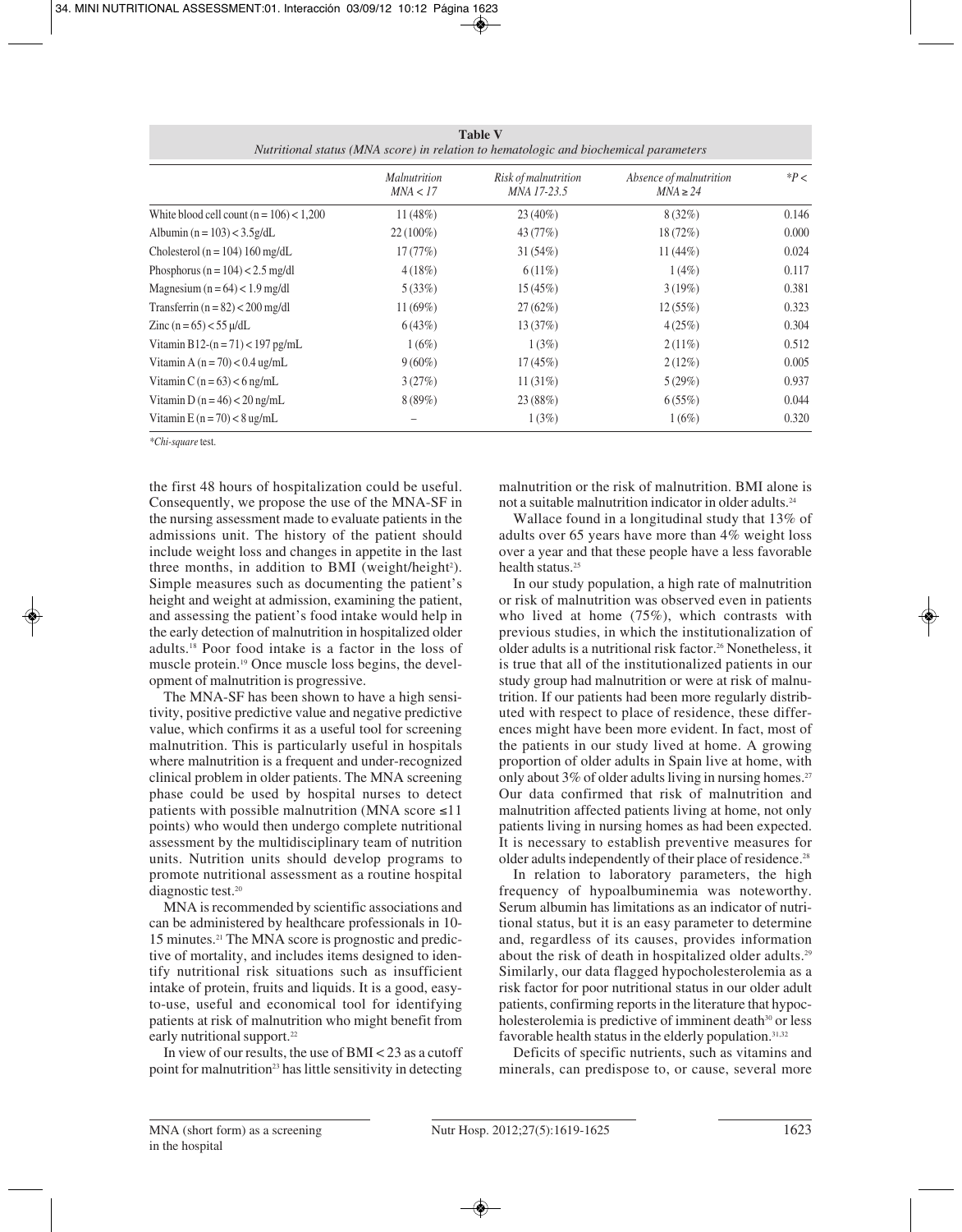**Table V**
*Nutritional status (MNA score) in relation to hematologic and biochemical parameters*

| | *Malnutrition MNA < 17* | *Risk of malnutrition MNA 17-23.5* | *Absence of malnutrition MNA ≥ 24* | *\*P <* |
|---|---|---|---|---|
| White blood cell count (n = 106) < 1,200 | 11 (48%) | 23 (40%) | 8 (32%) | 0.146 |
| Albumin (n = 103) < 3.5g/dL | 22 (100%) | 43 (77%) | 18 (72%) | 0.000 |
| Cholesterol (n = 104) 160 mg/dL | 17 (77%) | 31 (54%) | 11 (44%) | 0.024 |
| Phosphorus (n = 104) < 2.5 mg/dl | 4 (18%) | 6 (11%) | 1 (4%) | 0.117 |
| Magnesium (n = 64) < 1.9 mg/dl | 5 (33%) | 15 (45%) | 3 (19%) | 0.381 |
| Transferrin (n = 82) < 200 mg/dl | 11 (69%) | 27 (62%) | 12 (55%) | 0.323 |
| Zinc (n = 65) < 55 µ/dL | 6 (43%) | 13 (37%) | 4 (25%) | 0.304 |
| Vitamin B12-(n = 71) < 197 pg/mL | 1 (6%) | 1 (3%) | 2 (11%) | 0.512 |
| Vitamin A (n = 70) < 0.4 ug/mL | 9 (60%) | 17 (45%) | 2 (12%) | 0.005 |
| Vitamin C (n = 63) < 6 ng/mL | 3 (27%) | 11 (31%) | 5 (29%) | 0.937 |
| Vitamin D (n = 46) < 20 ng/mL | 8 (89%) | 23 (88%) | 6 (55%) | 0.044 |
| Vitamin E (n = 70) < 8 ug/mL | – | 1 (3%) | 1 (6%) | 0.320 |

*\*Chi-square* test.

the first 48 hours of hospitalization could be useful. Consequently, we propose the use of the MNA-SF in the nursing assessment made to evaluate patients in the admissions unit. The history of the patient should include weight loss and changes in appetite in the last three months, in addition to BMI (weight/height$^2$). Simple measures such as documenting the patient's height and weight at admission, examining the patient, and assessing the patient's food intake would help in the early detection of malnutrition in hospitalized older adults.[18] Poor food intake is a factor in the loss of muscle protein.[19] Once muscle loss begins, the development of malnutrition is progressive.

The MNA-SF has been shown to have a high sensitivity, positive predictive value and negative predictive value, which confirms it as a useful tool for screening malnutrition. This is particularly useful in hospitals where malnutrition is a frequent and under-recognized clinical problem in older patients. The MNA screening phase could be used by hospital nurses to detect patients with possible malnutrition (MNA score ≤11 points) who would then undergo complete nutritional assessment by the multidisciplinary team of nutrition units. Nutrition units should develop programs to promote nutritional assessment as a routine hospital diagnostic test.[20]

MNA is recommended by scientific associations and can be administered by healthcare professionals in 10-15 minutes.[21] The MNA score is prognostic and predictive of mortality, and includes items designed to identify nutritional risk situations such as insufficient intake of protein, fruits and liquids. It is a good, easy-to-use, useful and economical tool for identifying patients at risk of malnutrition who might benefit from early nutritional support.[22]

In view of our results, the use of BMI < 23 as a cutoff point for malnutrition[23] has little sensitivity in detecting malnutrition or the risk of malnutrition. BMI alone is not a suitable malnutrition indicator in older adults.[24]

Wallace found in a longitudinal study that 13% of adults over 65 years have more than 4% weight loss over a year and that these people have a less favorable health status.[25]

In our study population, a high rate of malnutrition or risk of malnutrition was observed even in patients who lived at home (75%), which contrasts with previous studies, in which the institutionalization of older adults is a nutritional risk factor.[26] Nonetheless, it is true that all of the institutionalized patients in our study group had malnutrition or were at risk of malnutrition. If our patients had been more regularly distributed with respect to place of residence, these differences might have been more evident. In fact, most of the patients in our study lived at home. A growing proportion of older adults in Spain live at home, with only about 3% of older adults living in nursing homes.[27] Our data confirmed that risk of malnutrition and malnutrition affected patients living at home, not only patients living in nursing homes as had been expected. It is necessary to establish preventive measures for older adults independently of their place of residence.[28]

In relation to laboratory parameters, the high frequency of hypoalbuminemia was noteworthy. Serum albumin has limitations as an indicator of nutritional status, but it is an easy parameter to determine and, regardless of its causes, provides information about the risk of death in hospitalized older adults.[29] Similarly, our data flagged hypocholesterolemia as a risk factor for poor nutritional status in our older adult patients, confirming reports in the literature that hypocholesterolemia is predictive of imminent death[30] or less favorable health status in the elderly population.[31,32]

Deficits of specific nutrients, such as vitamins and minerals, can predispose to, or cause, several more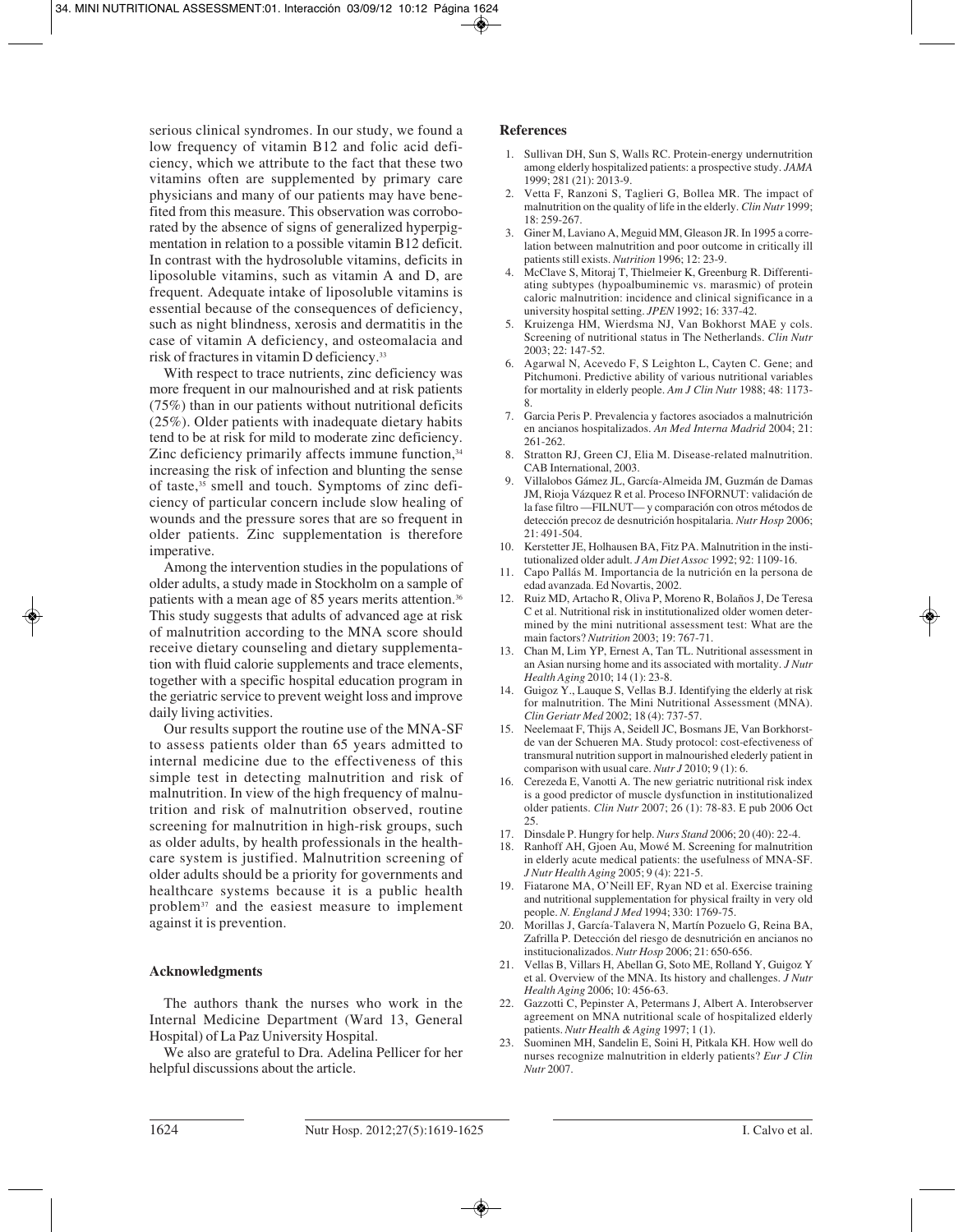serious clinical syndromes. In our study, we found a low frequency of vitamin B12 and folic acid deficiency, which we attribute to the fact that these two vitamins often are supplemented by primary care physicians and many of our patients may have benefited from this measure. This observation was corroborated by the absence of signs of generalized hyperpigmentation in relation to a possible vitamin B12 deficit. In contrast with the hydrosoluble vitamins, deficits in liposoluble vitamins, such as vitamin A and D, are frequent. Adequate intake of liposoluble vitamins is essential because of the consequences of deficiency, such as night blindness, xerosis and dermatitis in the case of vitamin A deficiency, and osteomalacia and risk of fractures in vitamin D deficiency.[33]

With respect to trace nutrients, zinc deficiency was more frequent in our malnourished and at risk patients (75%) than in our patients without nutritional deficits (25%). Older patients with inadequate dietary habits tend to be at risk for mild to moderate zinc deficiency. Zinc deficiency primarily affects immune function,[34] increasing the risk of infection and blunting the sense of taste,[35] smell and touch. Symptoms of zinc deficiency of particular concern include slow healing of wounds and the pressure sores that are so frequent in older patients. Zinc supplementation is therefore imperative.

Among the intervention studies in the populations of older adults, a study made in Stockholm on a sample of patients with a mean age of 85 years merits attention.[36] This study suggests that adults of advanced age at risk of malnutrition according to the MNA score should receive dietary counseling and dietary supplementation with fluid calorie supplements and trace elements, together with a specific hospital education program in the geriatric service to prevent weight loss and improve daily living activities.

Our results support the routine use of the MNA-SF to assess patients older than 65 years admitted to internal medicine due to the effectiveness of this simple test in detecting malnutrition and risk of malnutrition. In view of the high frequency of malnutrition and risk of malnutrition observed, routine screening for malnutrition in high-risk groups, such as older adults, by health professionals in the healthcare system is justified. Malnutrition screening of older adults should be a priority for governments and healthcare systems because it is a public health problem[37] and the easiest measure to implement against it is prevention.

## Acknowledgments

The authors thank the nurses who work in the Internal Medicine Department (Ward 13, General Hospital) of La Paz University Hospital.

We also are grateful to Dra. Adelina Pellicer for her helpful discussions about the article.

## References

1. Sullivan DH, Sun S, Walls RC. Protein-energy undernutrition among elderly hospitalized patients: a prospective study. *JAMA* 1999; 281 (21): 2013-9.
2. Vetta F, Ranzoni S, Taglieri G, Bollea MR. The impact of malnutrition on the quality of life in the elderly. *Clin Nutr* 1999; 18: 259-267.
3. Giner M, Laviano A, Meguid MM, Gleason JR. In 1995 a correlation between malnutrition and poor outcome in critically ill patients still exists. *Nutrition* 1996; 12: 23-9.
4. McClave S, Mitoraj T, Thielmeier K, Greenburg R. Differentiating subtypes (hypoalbuminemic vs. marasmic) of protein caloric malnutrition: incidence and clinical significance in a university hospital setting. *JPEN* 1992; 16: 337-42.
5. Kruizenga HM, Wierdsma NJ, Van Bokhorst MAE y cols. Screening of nutritional status in The Netherlands. *Clin Nutr* 2003; 22: 147-52.
6. Agarwal N, Acevedo F, S Leighton L, Cayten C. Gene; and Pitchumoni. Predictive ability of various nutritional variables for mortality in elderly people. *Am J Clin Nutr* 1988; 48: 1173-8.
7. Garcia Peris P. Prevalencia y factores asociados a malnutrición en ancianos hospitalizados. *An Med Interna Madrid* 2004; 21: 261-262.
8. Stratton RJ, Green CJ, Elia M. Disease-related malnutrition. CAB International, 2003.
9. Villalobos Gámez JL, García-Almeida JM, Guzmán de Damas JM, Rioja Vázquez R et al. Proceso INFORNUT: validación de la fase filtro —FILNUT— y comparación con otros métodos de detección precoz de desnutrición hospitalaria. *Nutr Hosp* 2006; 21: 491-504.
10. Kerstetter JE, Holhausen BA, Fitz PA. Malnutrition in the institutionalized older adult. *J Am Diet Assoc* 1992; 92: 1109-16.
11. Capo Pallás M. Importancia de la nutrición en la persona de edad avanzada. Ed Novartis, 2002.
12. Ruiz MD, Artacho R, Oliva P, Moreno R, Bolaños J, De Teresa C et al. Nutritional risk in institutionalized older women determined by the mini nutritional assessment test: What are the main factors? *Nutrition* 2003; 19: 767-71.
13. Chan M, Lim YP, Ernest A, Tan TL. Nutritional assessment in an Asian nursing home and its associated with mortality. *J Nutr Health Aging* 2010; 14 (1): 23-8.
14. Guigoz Y., Lauque S, Vellas B.J. Identifying the elderly at risk for malnutrition. The Mini Nutritional Assessment (MNA). *Clin Geriatr Med* 2002; 18 (4): 737-57.
15. Neelemaat F, Thijs A, Seidell JC, Bosmans JE, Van Borkhorst-de van der Schueren MA. Study protocol: cost-efectiveness of transmural nutrition support in malnourished elederly patient in comparison with usual care. *Nutr J* 2010; 9 (1): 6.
16. Cerezeda E, Vanotti A. The new geriatric nutritional risk index is a good predictor of muscle dysfunction in institutionalized older patients. *Clin Nutr* 2007; 26 (1): 78-83. E pub 2006 Oct 25.
17. Dinsdale P. Hungry for help. *Nurs Stand* 2006; 20 (40): 22-4.
18. Ranhoff AH, Gjoen Au, Mowé M. Screening for malnutrition in elderly acute medical patients: the usefulness of MNA-SF. *J Nutr Health Aging* 2005; 9 (4): 221-5.
19. Fiatarone MA, O'Neill EF, Ryan ND et al. Exercise training and nutritional supplementation for physical frailty in very old people. *N. England J Med* 1994; 330: 1769-75.
20. Morillas J, García-Talavera N, Martín Pozuelo G, Reina BA, Zafrilla P. Detección del riesgo de desnutrición en ancianos no institucionalizados. *Nutr Hosp* 2006; 21: 650-656.
21. Vellas B, Villars H, Abellan G, Soto ME, Rolland Y, Guigoz Y et al. Overview of the MNA. Its history and challenges. *J Nutr Health Aging* 2006; 10: 456-63.
22. Gazzotti C, Pepinster A, Petermans J, Albert A. Interobserver agreement on MNA nutritional scale of hospitalized elderly patients. *Nutr Health & Aging* 1997; 1 (1).
23. Suominen MH, Sandelin E, Soini H, Pitkala KH. How well do nurses recognize malnutrition in elderly patients? *Eur J Clin Nutr* 2007.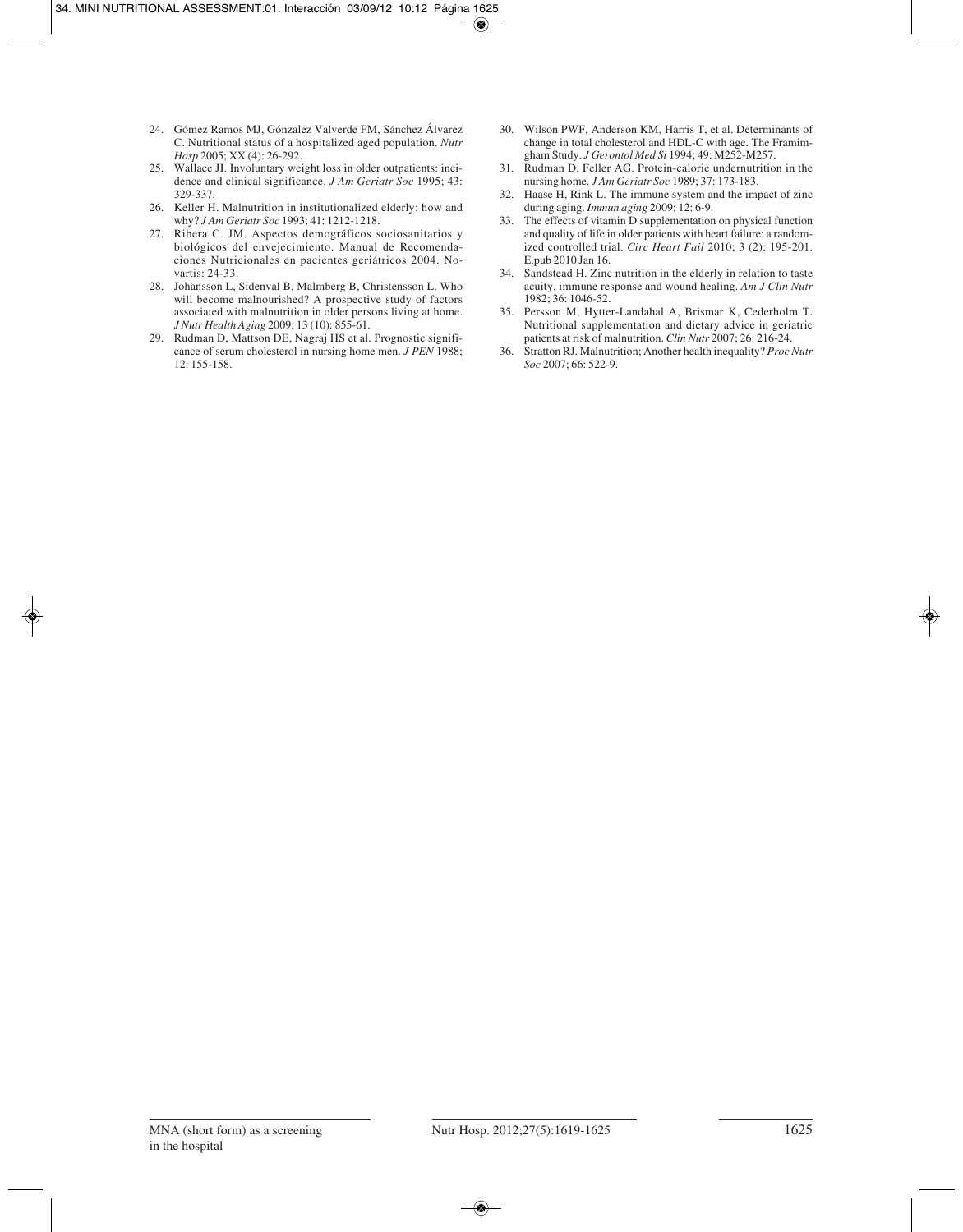24. Gómez Ramos MJ, Gónzalez Valverde FM, Sánchez Álvarez C. Nutritional status of a hospitalized aged population. *Nutr Hosp* 2005; XX (4): 26-292.
25. Wallace JI. Involuntary weight loss in older outpatients: incidence and clinical significance. *J Am Geriatr Soc* 1995; 43: 329-337.
26. Keller H. Malnutrition in institutionalized elderly: how and why? *J Am Geriatr Soc* 1993; 41: 1212-1218.
27. Ribera C. JM. Aspectos demográficos sociosanitarios y biológicos del envejecimiento. Manual de Recomendaciones Nutricionales en pacientes geriátricos 2004. Novartis: 24-33.
28. Johansson L, Sidenval B, Malmberg B, Christensson L. Who will become malnourished? A prospective study of factors associated with malnutrition in older persons living at home. *J Nutr Health Aging* 2009; 13 (10): 855-61.
29. Rudman D, Mattson DE, Nagraj HS et al. Prognostic significance of serum cholesterol in nursing home men. *J PEN* 1988; 12: 155-158.
30. Wilson PWF, Anderson KM, Harris T, et al. Determinants of change in total cholesterol and HDL-C with age. The Framimgham Study. *J Gerontol Med Si* 1994; 49: M252-M257.
31. Rudman D, Feller AG. Protein-calorie undernutrition in the nursing home. *J Am Geriatr Soc* 1989; 37: 173-183.
32. Haase H, Rink L. The immune system and the impact of zinc during aging. *Immun aging* 2009; 12: 6-9.
33. The effects of vitamin D supplementation on physical function and quality of life in older patients with heart failure: a randomized controlled trial. *Circ Heart Fail* 2010; 3 (2): 195-201. E.pub 2010 Jan 16.
34. Sandstead H. Zinc nutrition in the elderly in relation to taste acuity, immune response and wound healing. *Am J Clin Nutr* 1982; 36: 1046-52.
35. Persson M, Hytter-Landahal A, Brismar K, Cederholm T. Nutritional supplementation and dietary advice in geriatric patients at risk of malnutrition. *Clin Nutr* 2007; 26: 216-24.
36. Stratton RJ. Malnutrition; Another health inequality? *Proc Nutr Soc* 2007; 66: 522-9.